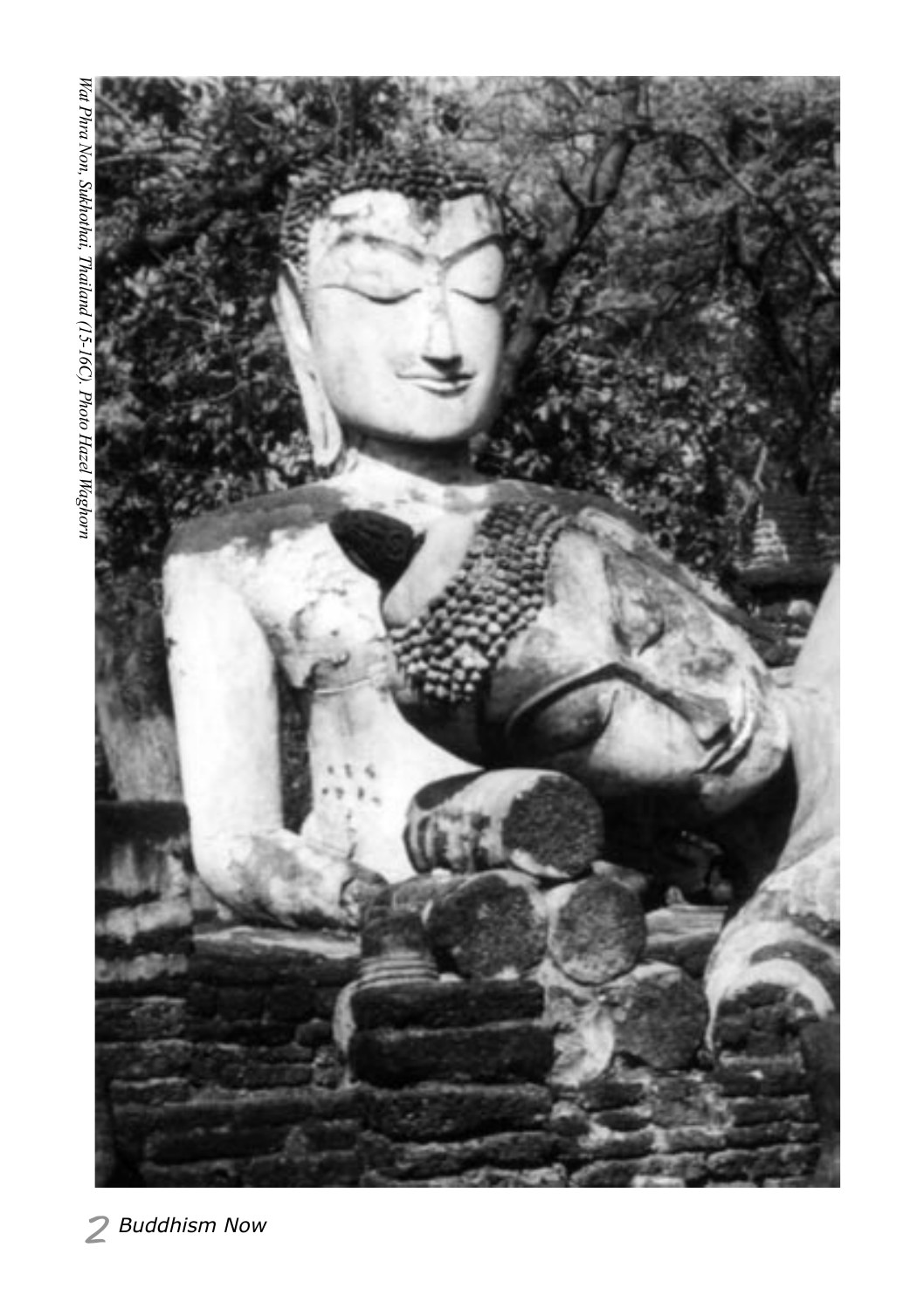*Wat Phra Non, Sukhothai, Thailand (15-16C). Photo Hazel Waghorn*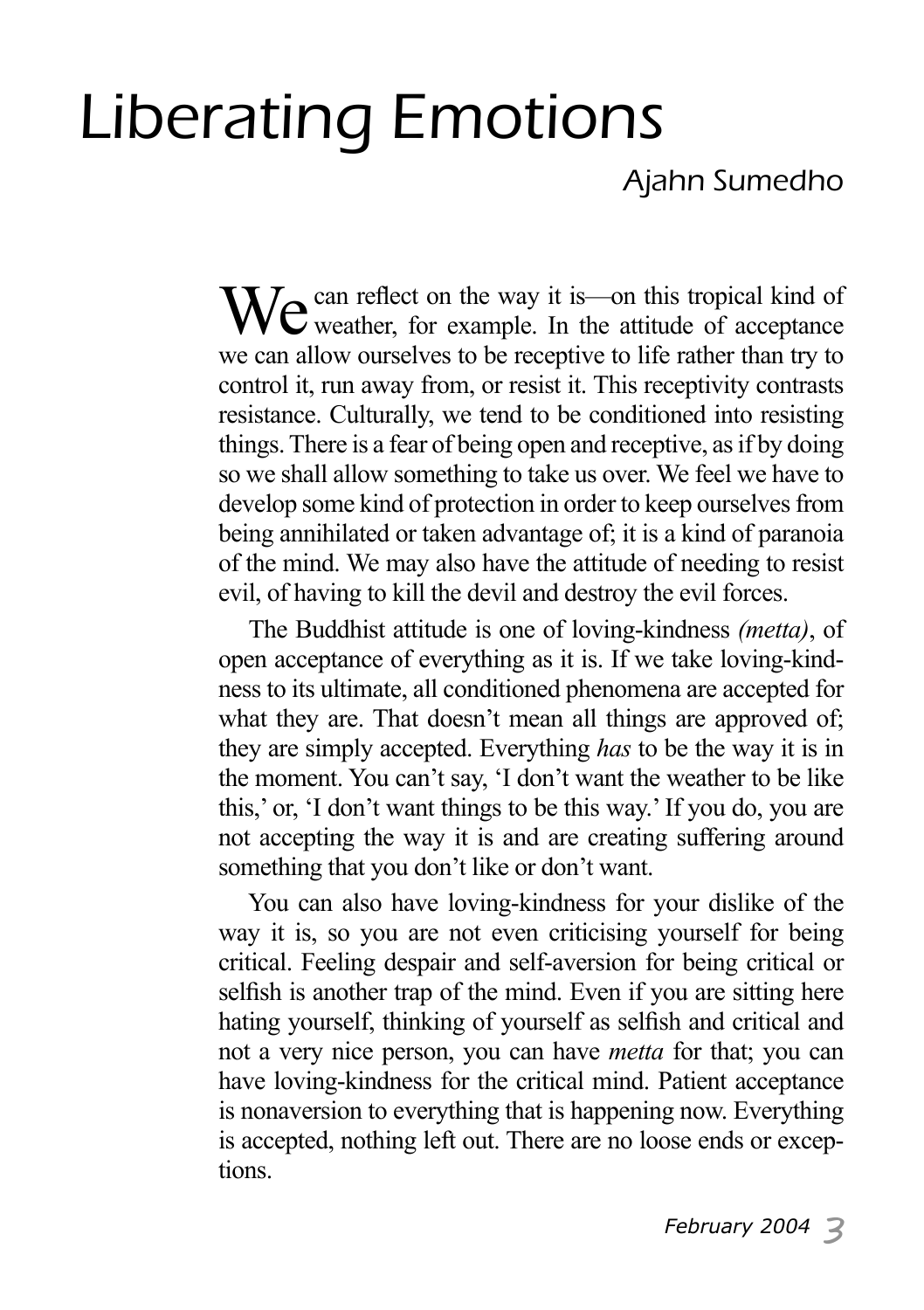# Liberating Emotions

Ajahn Sumedho

We can reflect on the way it is—on this tropical kind of weather, for example. In the attitude of acceptance we can allow ourselves to be receptive to life rather than try to control it, run away from, or resist it. This receptivity contrasts resistance. Culturally, we tend to be conditioned into resisting things. There is a fear of being open and receptive, as if by doing so we shall allow something to take us over. We feel we have to develop some kind of protection in order to keep ourselves from being annihilated or taken advantage of; it is a kind of paranoia of the mind. We may also have the attitude of needing to resist evil, of having to kill the devil and destroy the evil forces.

The Buddhist attitude is one of loving-kindness *(metta)*, of open acceptance of everything as it is. If we take loving-kindness to its ultimate, all conditioned phenomena are accepted for what they are. That doesn't mean all things are approved of; they are simply accepted. Everything *has* to be the way it is in the moment. You can't say, 'I don't want the weather to be like this,' or, 'I don't want things to be this way.' If you do, you are not accepting the way it is and are creating suffering around something that you don't like or don't want.

You can also have loving-kindness for your dislike of the way it is, so you are not even criticising yourself for being critical. Feeling despair and self-aversion for being critical or selfish is another trap of the mind. Even if you are sitting here hating yourself, thinking of yourself as selfish and critical and not a very nice person, you can have *metta* for that; you can have loving-kindness for the critical mind. Patient acceptance is nonaversion to everything that is happening now. Everything is accepted, nothing left out. There are no loose ends or exceptions.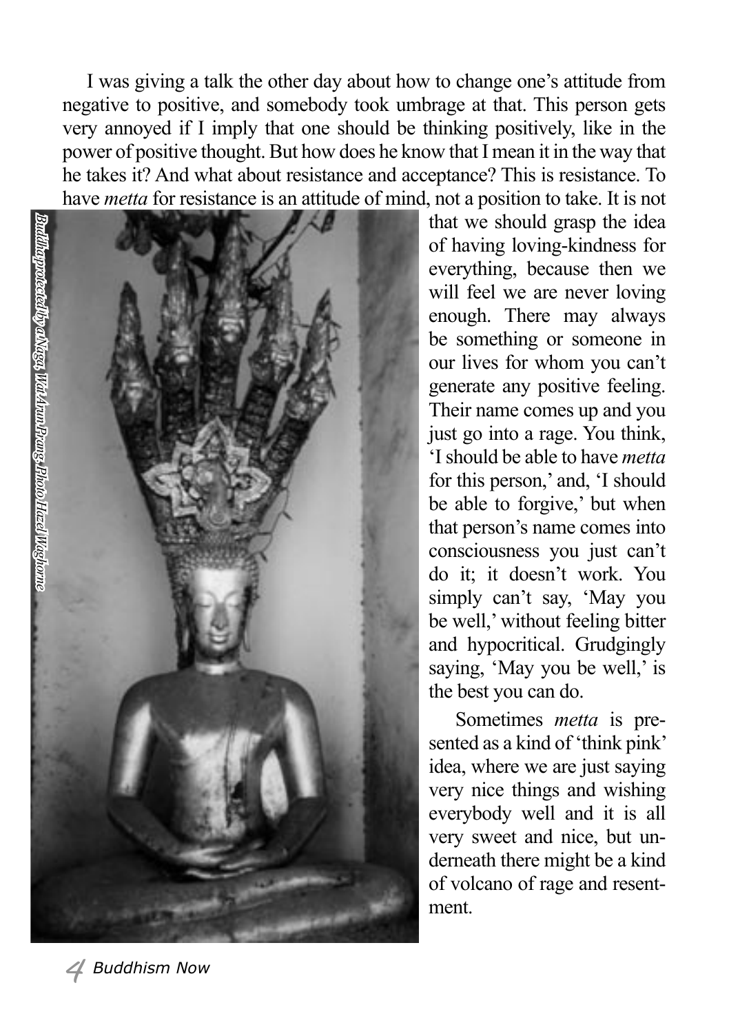I was giving a talk the other day about how to change one's attitude from negative to positive, and somebody took umbrage at that. This person gets very annoyed if I imply that one should be thinking positively, like in the power of positive thought. But how does he know that I mean it in the way that he takes it? And what about resistance and acceptance? This is resistance. To have *metta* for resistance is an attitude of mind, not a position to take. It is not that we should grasp the idea of having loving-kindness for everything, because then we will feel we are never loving enough. There may always be something or someone in our lives for whom you can't generate any positive feeling. Their name comes up and you just go into a rage. You think, 'I should be able to have *metta* for this person,' and, 'I should be able to forgive,' but when that person's name comes into consciousness you just can't do it; it doesn't work. You simply can't say, 'May you be well,' without feeling bitter and hypocritical. Grudgingly saying, 'May you be well,' is the best you can do.

*Buddha protected by a Naga, Wat Arun Prang. Photo Hazel Waghorne*

Sometimes *metta* is presented as a kind of 'think pink' idea, where we are just saying very nice things and wishing everybody well and it is all very sweet and nice, but underneath there might be a kind of volcano of rage and resentment.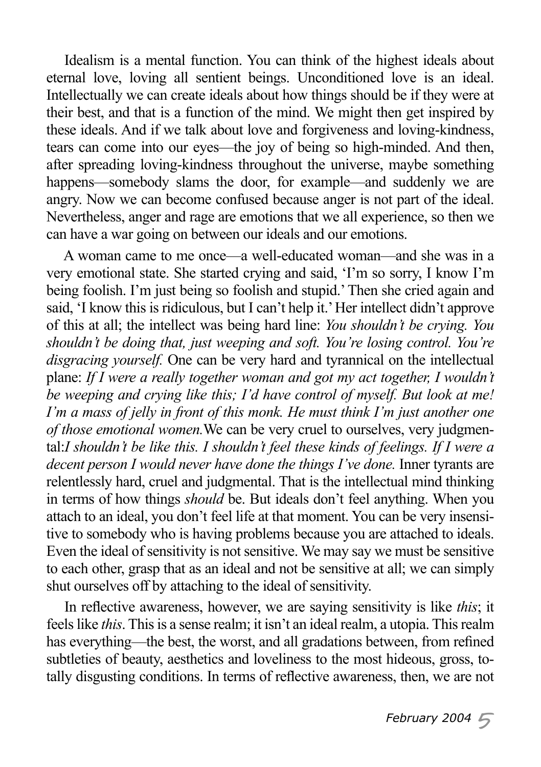Idealism is a mental function. You can think of the highest ideals about eternal love, loving all sentient beings. Unconditioned love is an ideal. Intellectually we can create ideals about how things should be if they were at their best, and that is a function of the mind. We might then get inspired by these ideals. And if we talk about love and forgiveness and loving-kindness, tears can come into our eyes—the joy of being so high-minded. And then, after spreading loving-kindness throughout the universe, maybe something happens—somebody slams the door, for example—and suddenly we are angry. Now we can become confused because anger is not part of the ideal. Nevertheless, anger and rage are emotions that we all experience, so then we can have a war going on between our ideals and our emotions.

A woman came to me once—a well-educated woman—and she was in a very emotional state. She started crying and said, 'I'm so sorry, I know I'm being foolish. I'm just being so foolish and stupid.' Then she cried again and said, 'I know this is ridiculous, but I can't help it.' Her intellect didn't approve of this at all; the intellect was being hard line: *You shouldn't be crying. You shouldn't be doing that, just weeping and soft. You're losing control. You're disgracing yourself.* One can be very hard and tyrannical on the intellectual plane: *If I were a really together woman and got my act together, I wouldn't be weeping and crying like this; I'd have control of myself. But look at me! I'm a mass of jelly in front of this monk. He must think I'm just another one of those emotional women.* We can be very cruel to ourselves, very judgmental: *I shouldn't be like this. I shouldn't feel these kinds of feelings. If I were a decent person I would never have done the things I've done.* Inner tyrants are relentlessly hard, cruel and judgmental. That is the intellectual mind thinking in terms of how things *should* be. But ideals don't feel anything. When you attach to an ideal, you don't feel life at that moment. You can be very insensitive to somebody who is having problems because you are attached to ideals. Even the ideal of sensitivity is not sensitive. We may say we must be sensitive to each other, grasp that as an ideal and not be sensitive at all; we can simply shut ourselves off by attaching to the ideal of sensitivity.

In reflective awareness, however, we are saying sensitivity is like *this*; it feels like *this*. This is a sense realm; it isn't an ideal realm, a utopia. This realm has everything—the best, the worst, and all gradations between, from refined subtleties of beauty, aesthetics and loveliness to the most hideous, gross, totally disgusting conditions. In terms of reflective awareness, then, we are not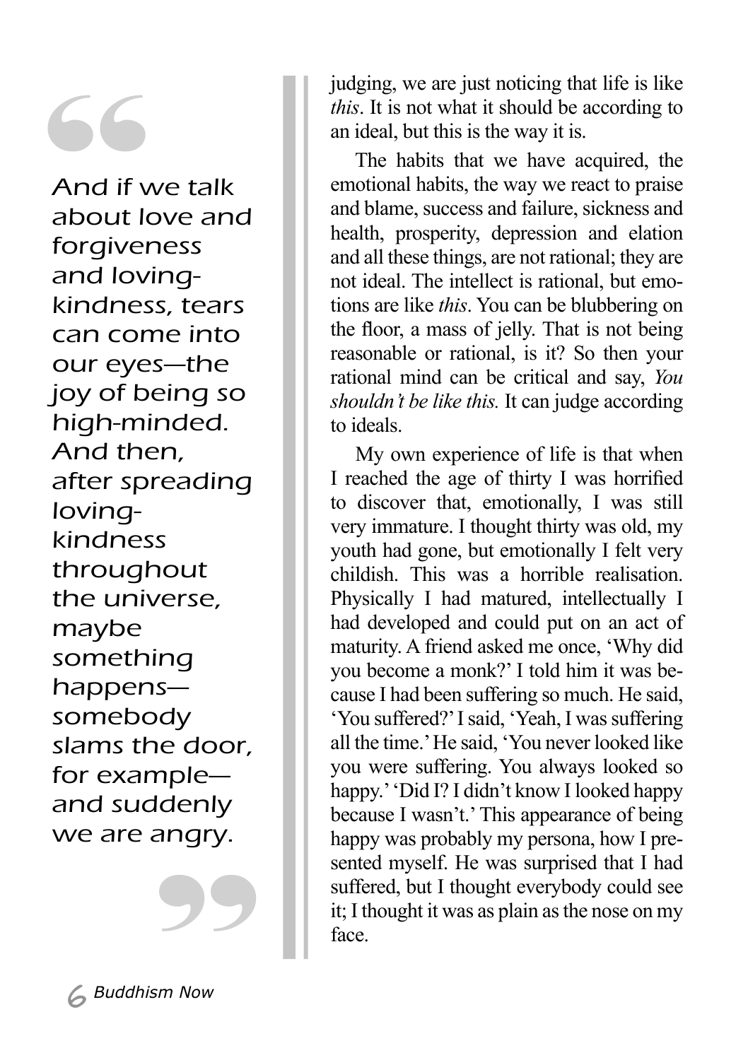> *And if we talk about love and forgiveness and loving-kindness, tears can come into our eyes—the joy of being so high-minded. And then, after spreading loving-kindness throughout the universe, maybe something happens—somebody slams the door, for example—and suddenly we are angry.*

judging, we are just noticing that life is like *this*. It is not what it should be according to an ideal, but this is the way it is.

The habits that we have acquired, the emotional habits, the way we react to praise and blame, success and failure, sickness and health, prosperity, depression and elation and all these things, are not rational; they are not ideal. The intellect is rational, but emotions are like *this*. You can be blubbering on the floor, a mass of jelly. That is not being reasonable or rational, is it? So then your rational mind can be critical and say, *You shouldn't be like this.* It can judge according to ideals.

My own experience of life is that when I reached the age of thirty I was horrified to discover that, emotionally, I was still very immature. I thought thirty was old, my youth had gone, but emotionally I felt very childish. This was a horrible realisation. Physically I had matured, intellectually I had developed and could put on an act of maturity. A friend asked me once, 'Why did you become a monk?' I told him it was because I had been suffering so much. He said, 'You suffered?' I said, 'Yeah, I was suffering all the time.' He said, 'You never looked like you were suffering. You always looked so happy.' 'Did I? I didn't know I looked happy because I wasn't.' This appearance of being happy was probably my persona, how I presented myself. He was surprised that I had suffered, but I thought everybody could see it; I thought it was as plain as the nose on my face.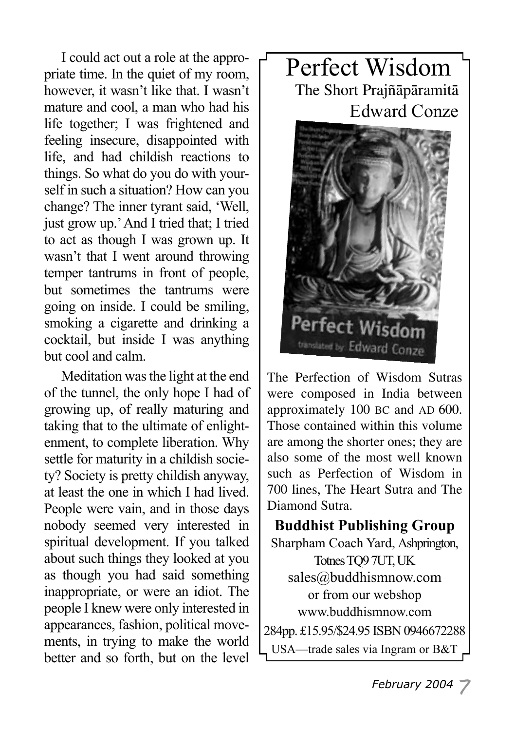I could act out a role at the appropriate time. In the quiet of my room, however, it wasn't like that. I wasn't mature and cool, a man who had his life together; I was frightened and feeling insecure, disappointed with life, and had childish reactions to things. So what do you do with yourself in such a situation? How can you change? The inner tyrant said, 'Well, just grow up.' And I tried that; I tried to act as though I was grown up. It wasn't that I went around throwing temper tantrums in front of people, but sometimes the tantrums were going on inside. I could be smiling, smoking a cigarette and drinking a cocktail, but inside I was anything but cool and calm.

Meditation was the light at the end of the tunnel, the only hope I had of growing up, of really maturing and taking that to the ultimate of enlightenment, to complete liberation. Why settle for maturity in a childish society? Society is pretty childish anyway, at least the one in which I had lived. People were vain, and in those days nobody seemed very interested in spiritual development. If you talked about such things they looked at you as though you had said something inappropriate, or were an idiot. The people I knew were only interested in appearances, fashion, political movements, in trying to make the world better and so forth, but on the level

---

# Perfect Wisdom

## The Short Prajñāpāramitā

## Edward Conze

The Perfection of Wisdom Sutras were composed in India between approximately 100 BC and AD 600. Those contained within this volume are among the shorter ones; they are also some of the most well known such as Perfection of Wisdom in 700 lines, The Heart Sutra and The Diamond Sutra.

**Buddhist Publishing Group**

Sharpham Coach Yard, Ashprington, Totnes TQ9 7UT, UK

sales@buddhismnow.com

or from our webshop

www.buddhismnow.com

284pp. £15.95/$24.95 ISBN 0946672288

USA—trade sales via Ingram or B&T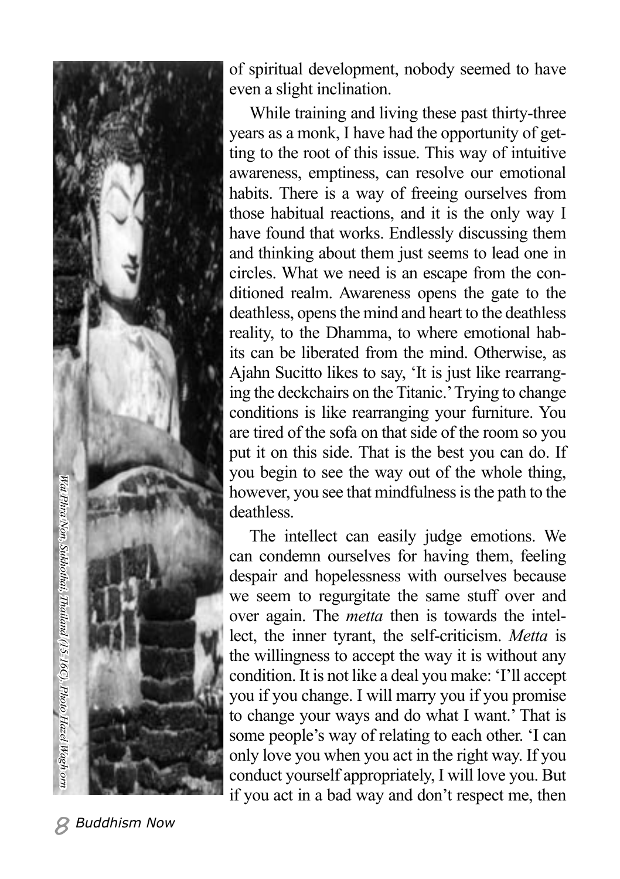of spiritual development, nobody seemed to have even a slight inclination.

While training and living these past thirty-three years as a monk, I have had the opportunity of getting to the root of this issue. This way of intuitive awareness, emptiness, can resolve our emotional habits. There is a way of freeing ourselves from those habitual reactions, and it is the only way I have found that works. Endlessly discussing them and thinking about them just seems to lead one in circles. What we need is an escape from the conditioned realm. Awareness opens the gate to the deathless, opens the mind and heart to the deathless reality, to the Dhamma, to where emotional habits can be liberated from the mind. Otherwise, as Ajahn Sucitto likes to say, 'It is just like rearranging the deckchairs on the Titanic.' Trying to change conditions is like rearranging your furniture. You are tired of the sofa on that side of the room so you put it on this side. That is the best you can do. If you begin to see the way out of the whole thing, however, you see that mindfulness is the path to the deathless.

The intellect can easily judge emotions. We can condemn ourselves for having them, feeling despair and hopelessness with ourselves because we seem to regurgitate the same stuff over and over again. The *metta* then is towards the intellect, the inner tyrant, the self-criticism. *Metta* is the willingness to accept the way it is without any condition. It is not like a deal you make: 'I'll accept you if you change. I will marry you if you promise to change your ways and do what I want.' That is some people's way of relating to each other. 'I can only love you when you act in the right way. If you conduct yourself appropriately, I will love you. But if you act in a bad way and don't respect me, then

*Wat Phra Non, Sukhothai, Thailand (15-16C). Photo Hazel Waghorn*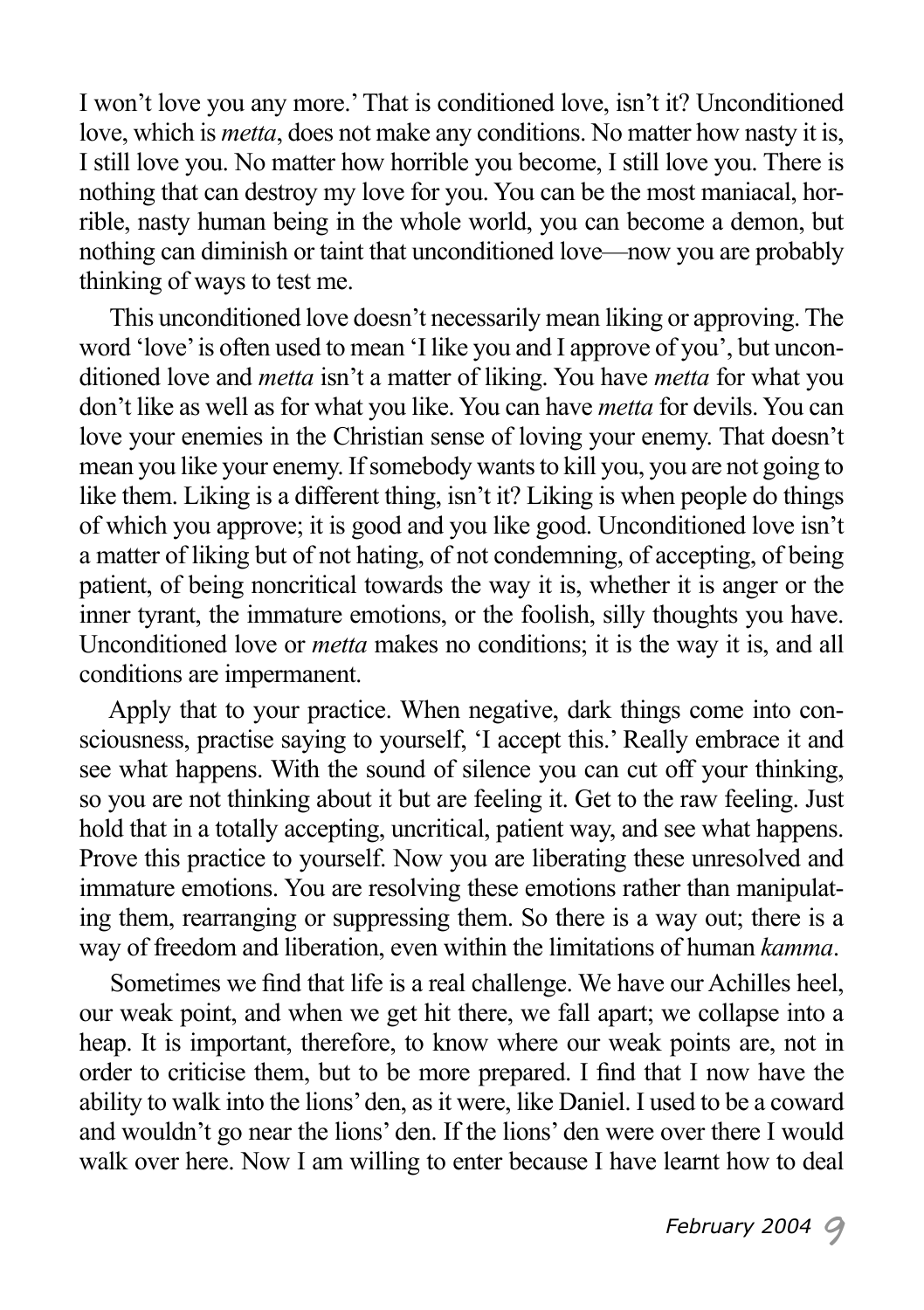I won't love you any more.' That is conditioned love, isn't it? Unconditioned love, which is *metta*, does not make any conditions. No matter how nasty it is, I still love you. No matter how horrible you become, I still love you. There is nothing that can destroy my love for you. You can be the most maniacal, horrible, nasty human being in the whole world, you can become a demon, but nothing can diminish or taint that unconditioned love—now you are probably thinking of ways to test me.

This unconditioned love doesn't necessarily mean liking or approving. The word 'love' is often used to mean 'I like you and I approve of you', but unconditioned love and *metta* isn't a matter of liking. You have *metta* for what you don't like as well as for what you like. You can have *metta* for devils. You can love your enemies in the Christian sense of loving your enemy. That doesn't mean you like your enemy. If somebody wants to kill you, you are not going to like them. Liking is a different thing, isn't it? Liking is when people do things of which you approve; it is good and you like good. Unconditioned love isn't a matter of liking but of not hating, of not condemning, of accepting, of being patient, of being noncritical towards the way it is, whether it is anger or the inner tyrant, the immature emotions, or the foolish, silly thoughts you have. Unconditioned love or *metta* makes no conditions; it is the way it is, and all conditions are impermanent.

Apply that to your practice. When negative, dark things come into consciousness, practise saying to yourself, 'I accept this.' Really embrace it and see what happens. With the sound of silence you can cut off your thinking, so you are not thinking about it but are feeling it. Get to the raw feeling. Just hold that in a totally accepting, uncritical, patient way, and see what happens. Prove this practice to yourself. Now you are liberating these unresolved and immature emotions. You are resolving these emotions rather than manipulating them, rearranging or suppressing them. So there is a way out; there is a way of freedom and liberation, even within the limitations of human *kamma*.

Sometimes we find that life is a real challenge. We have our Achilles heel, our weak point, and when we get hit there, we fall apart; we collapse into a heap. It is important, therefore, to know where our weak points are, not in order to criticise them, but to be more prepared. I find that I now have the ability to walk into the lions' den, as it were, like Daniel. I used to be a coward and wouldn't go near the lions' den. If the lions' den were over there I would walk over here. Now I am willing to enter because I have learnt how to deal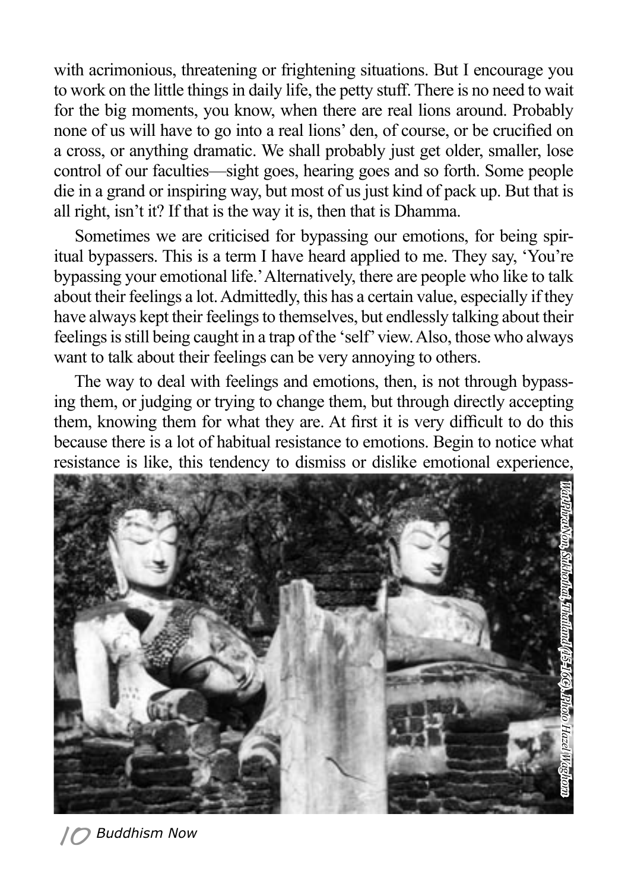with acrimonious, threatening or frightening situations. But I encourage you to work on the little things in daily life, the petty stuff. There is no need to wait for the big moments, you know, when there are real lions around. Probably none of us will have to go into a real lions' den, of course, or be crucified on a cross, or anything dramatic. We shall probably just get older, smaller, lose control of our faculties—sight goes, hearing goes and so forth. Some people die in a grand or inspiring way, but most of us just kind of pack up. But that is all right, isn't it? If that is the way it is, then that is Dhamma.

Sometimes we are criticised for bypassing our emotions, for being spiritual bypassers. This is a term I have heard applied to me. They say, 'You're bypassing your emotional life.' Alternatively, there are people who like to talk about their feelings a lot. Admittedly, this has a certain value, especially if they have always kept their feelings to themselves, but endlessly talking about their feelings is still being caught in a trap of the 'self' view. Also, those who always want to talk about their feelings can be very annoying to others.

The way to deal with feelings and emotions, then, is not through bypassing them, or judging or trying to change them, but through directly accepting them, knowing them for what they are. At first it is very difficult to do this because there is a lot of habitual resistance to emotions. Begin to notice what resistance is like, this tendency to dismiss or dislike emotional experience,

*Wat Phra Non, Sukhothai, Thailand (15–16C). Photo Hazel Waghorn*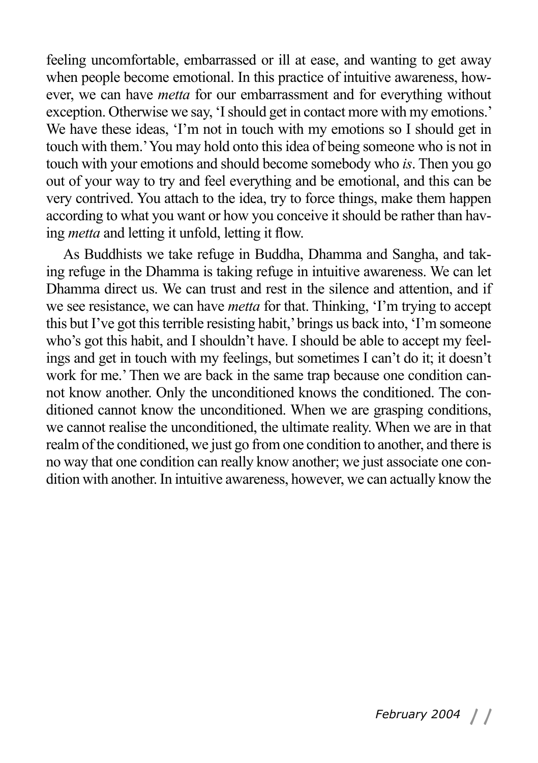feeling uncomfortable, embarrassed or ill at ease, and wanting to get away when people become emotional. In this practice of intuitive awareness, however, we can have *metta* for our embarrassment and for everything without exception. Otherwise we say, 'I should get in contact more with my emotions.' We have these ideas, 'I'm not in touch with my emotions so I should get in touch with them.' You may hold onto this idea of being someone who is not in touch with your emotions and should become somebody who *is*. Then you go out of your way to try and feel everything and be emotional, and this can be very contrived. You attach to the idea, try to force things, make them happen according to what you want or how you conceive it should be rather than having *metta* and letting it unfold, letting it flow.

As Buddhists we take refuge in Buddha, Dhamma and Sangha, and taking refuge in the Dhamma is taking refuge in intuitive awareness. We can let Dhamma direct us. We can trust and rest in the silence and attention, and if we see resistance, we can have *metta* for that. Thinking, 'I'm trying to accept this but I've got this terrible resisting habit,' brings us back into, 'I'm someone who's got this habit, and I shouldn't have. I should be able to accept my feelings and get in touch with my feelings, but sometimes I can't do it; it doesn't work for me.' Then we are back in the same trap because one condition cannot know another. Only the unconditioned knows the conditioned. The conditioned cannot know the unconditioned. When we are grasping conditions, we cannot realise the unconditioned, the ultimate reality. When we are in that realm of the conditioned, we just go from one condition to another, and there is no way that one condition can really know another; we just associate one condition with another. In intuitive awareness, however, we can actually know the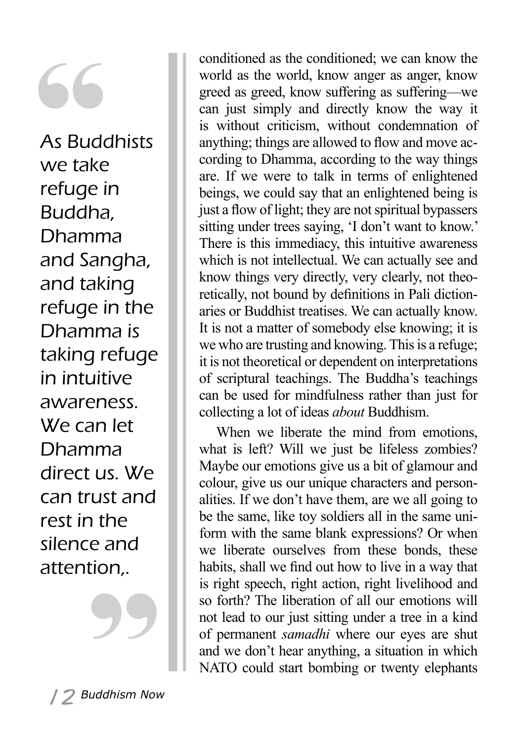> As Buddhists we take refuge in Buddha, Dhamma and Sangha, and taking refuge in the Dhamma is taking refuge in intuitive awareness. We can let Dhamma direct us. We can trust and rest in the silence and attention,.

conditioned as the conditioned; we can know the world as the world, know anger as anger, know greed as greed, know suffering as suffering—we can just simply and directly know the way it is without criticism, without condemnation of anything; things are allowed to flow and move according to Dhamma, according to the way things are. If we were to talk in terms of enlightened beings, we could say that an enlightened being is just a flow of light; they are not spiritual bypassers sitting under trees saying, 'I don't want to know.' There is this immediacy, this intuitive awareness which is not intellectual. We can actually see and know things very directly, very clearly, not theoretically, not bound by definitions in Pali dictionaries or Buddhist treatises. We can actually know. It is not a matter of somebody else knowing; it is we who are trusting and knowing. This is a refuge; it is not theoretical or dependent on interpretations of scriptural teachings. The Buddha's teachings can be used for mindfulness rather than just for collecting a lot of ideas *about* Buddhism.

When we liberate the mind from emotions, what is left? Will we just be lifeless zombies? Maybe our emotions give us a bit of glamour and colour, give us our unique characters and personalities. If we don't have them, are we all going to be the same, like toy soldiers all in the same uniform with the same blank expressions? Or when we liberate ourselves from these bonds, these habits, shall we find out how to live in a way that is right speech, right action, right livelihood and so forth? The liberation of all our emotions will not lead to our just sitting under a tree in a kind of permanent *samadhi* where our eyes are shut and we don't hear anything, a situation in which NATO could start bombing or twenty elephants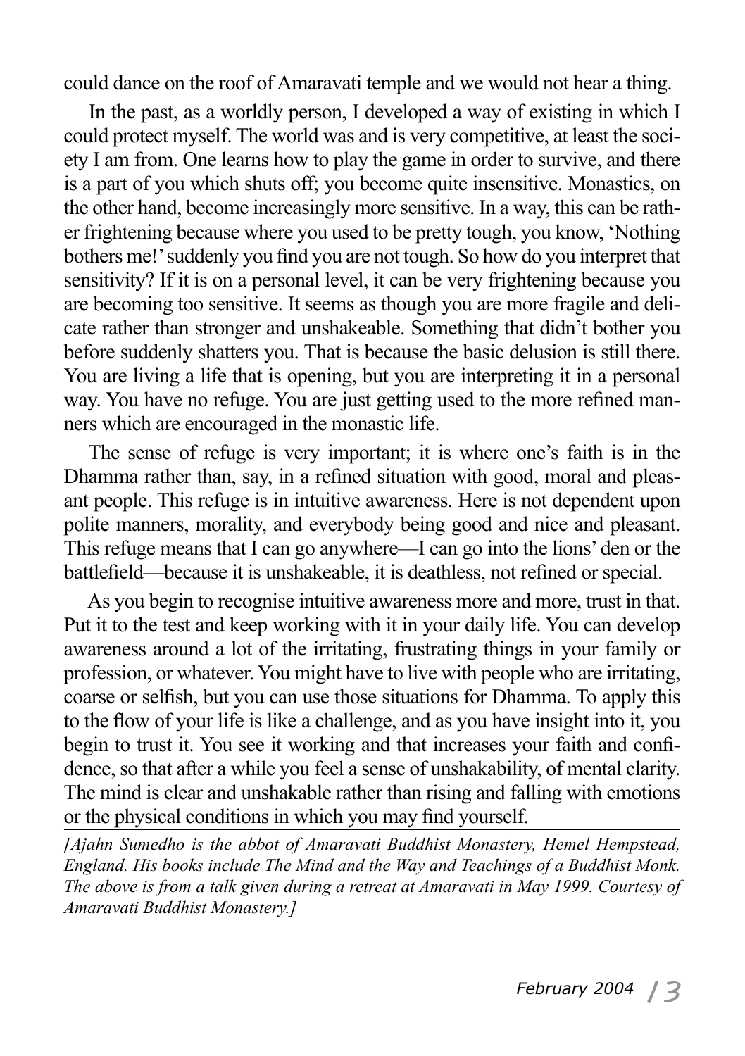could dance on the roof of Amaravati temple and we would not hear a thing.

In the past, as a worldly person, I developed a way of existing in which I could protect myself. The world was and is very competitive, at least the society I am from. One learns how to play the game in order to survive, and there is a part of you which shuts off; you become quite insensitive. Monastics, on the other hand, become increasingly more sensitive. In a way, this can be rather frightening because where you used to be pretty tough, you know, 'Nothing bothers me!' suddenly you find you are not tough. So how do you interpret that sensitivity? If it is on a personal level, it can be very frightening because you are becoming too sensitive. It seems as though you are more fragile and delicate rather than stronger and unshakeable. Something that didn't bother you before suddenly shatters you. That is because the basic delusion is still there. You are living a life that is opening, but you are interpreting it in a personal way. You have no refuge. You are just getting used to the more refined manners which are encouraged in the monastic life.

The sense of refuge is very important; it is where one's faith is in the Dhamma rather than, say, in a refined situation with good, moral and pleasant people. This refuge is in intuitive awareness. Here is not dependent upon polite manners, morality, and everybody being good and nice and pleasant. This refuge means that I can go anywhere—I can go into the lions' den or the battlefield—because it is unshakeable, it is deathless, not refined or special.

As you begin to recognise intuitive awareness more and more, trust in that. Put it to the test and keep working with it in your daily life. You can develop awareness around a lot of the irritating, frustrating things in your family or profession, or whatever. You might have to live with people who are irritating, coarse or selfish, but you can use those situations for Dhamma. To apply this to the flow of your life is like a challenge, and as you have insight into it, you begin to trust it. You see it working and that increases your faith and confidence, so that after a while you feel a sense of unshakability, of mental clarity. The mind is clear and unshakable rather than rising and falling with emotions or the physical conditions in which you may find yourself.

---

*[Ajahn Sumedho is the abbot of Amaravati Buddhist Monastery, Hemel Hempstead, England. His books include The Mind and the Way and Teachings of a Buddhist Monk. The above is from a talk given during a retreat at Amaravati in May 1999. Courtesy of Amaravati Buddhist Monastery.]*